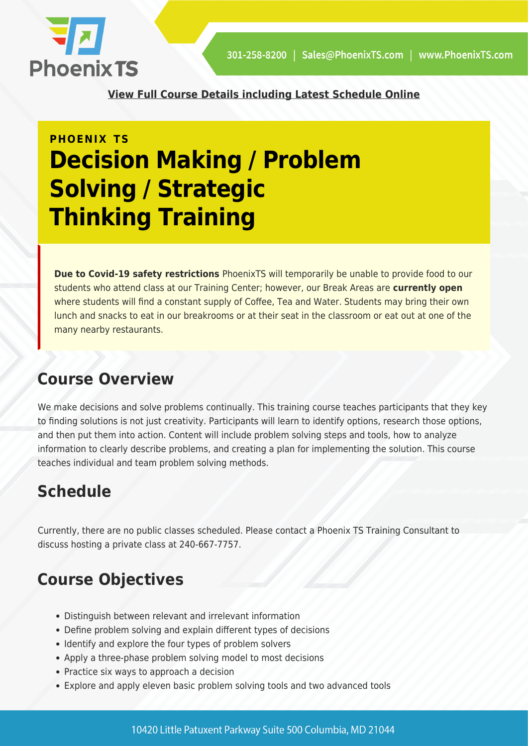[View Full Course Details including Latest Schedule Online]

**PHOENIX TS**

# Decision Making / Problem Solving / Strategic Thinking Training

**Due to Covid-19 safety restrictions** PhoenixTS will temporarily be unable to provide food to our students who attend class at our Training Center; however, our Break Areas are **currently open** where students will find a constant supply of Coffee, Tea and Water. Students may bring their own lunch and snacks to eat in our breakrooms or at their seat in the classroom or eat out at one of the many nearby restaurants.

## Course Overview

We make decisions and solve problems continually. This training course teaches participants that they key to finding solutions is not just creativity. Participants will learn to identify options, research those options, and then put them into action. Content will include problem solving steps and tools, how to analyze information to clearly describe problems, and creating a plan for implementing the solution. This course teaches individual and team problem solving methods.

## Schedule

Currently, there are no public classes scheduled. Please contact a Phoenix TS Training Consultant to discuss hosting a private class at 240-667-7757.

## Course Objectives

- Distinguish between relevant and irrelevant information
- Define problem solving and explain different types of decisions
- Identify and explore the four types of problem solvers
- Apply a three-phase problem solving model to most decisions
- Practice six ways to approach a decision
- Explore and apply eleven basic problem solving tools and two advanced tools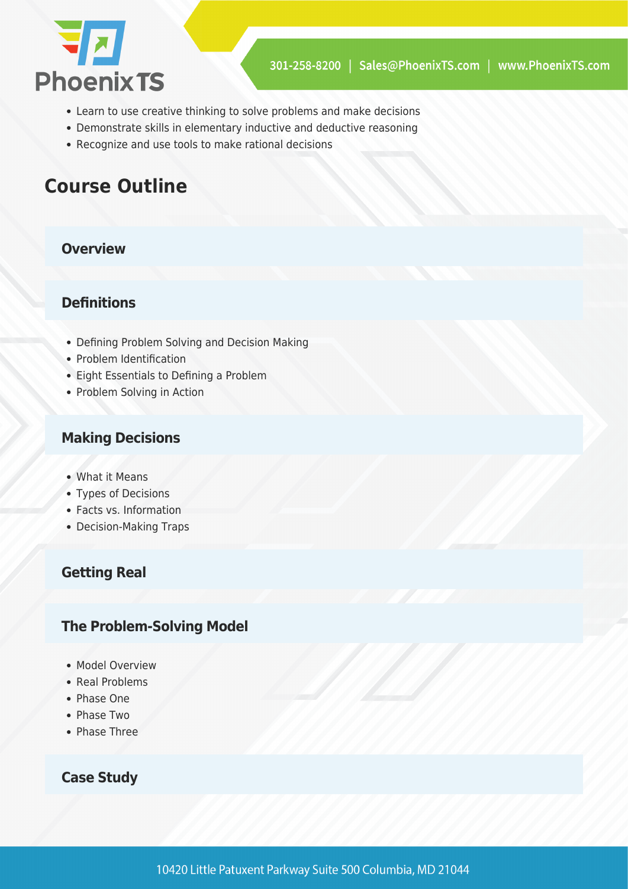- Learn to use creative thinking to solve problems and make decisions
- Demonstrate skills in elementary inductive and deductive reasoning
- Recognize and use tools to make rational decisions

## Course Outline

### Overview

### Definitions

- Defining Problem Solving and Decision Making
- Problem Identification
- Eight Essentials to Defining a Problem
- Problem Solving in Action

### Making Decisions

- What it Means
- Types of Decisions
- Facts vs. Information
- Decision-Making Traps

### Getting Real

### The Problem-Solving Model

- Model Overview
- Real Problems
- Phase One
- Phase Two
- Phase Three

### Case Study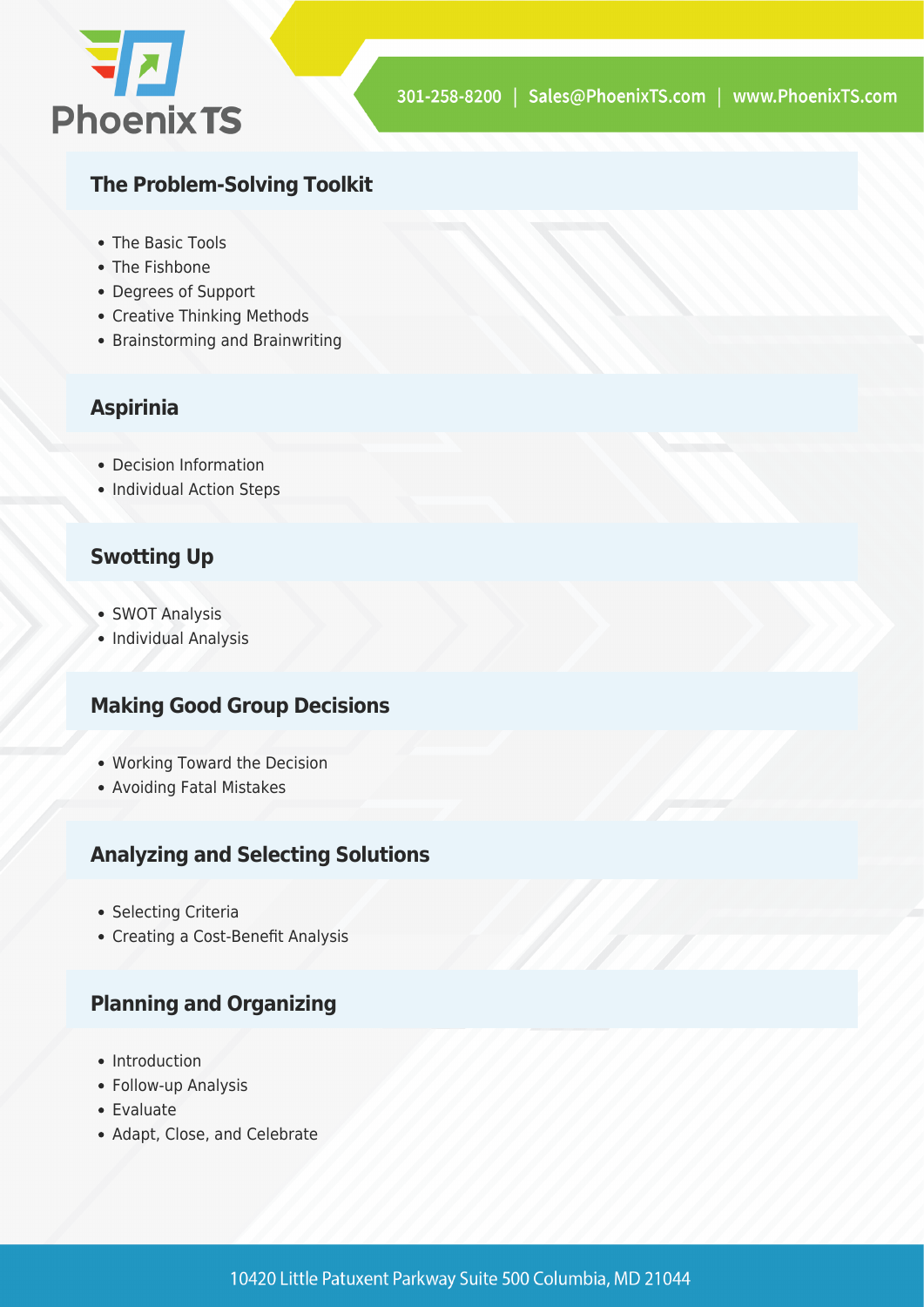## The Problem-Solving Toolkit

- The Basic Tools
- The Fishbone
- Degrees of Support
- Creative Thinking Methods
- Brainstorming and Brainwriting

## Aspirinia

- Decision Information
- Individual Action Steps

## Swotting Up

- SWOT Analysis
- Individual Analysis

## Making Good Group Decisions

- Working Toward the Decision
- Avoiding Fatal Mistakes

## Analyzing and Selecting Solutions

- Selecting Criteria
- Creating a Cost-Benefit Analysis

## Planning and Organizing

- Introduction
- Follow-up Analysis
- Evaluate
- Adapt, Close, and Celebrate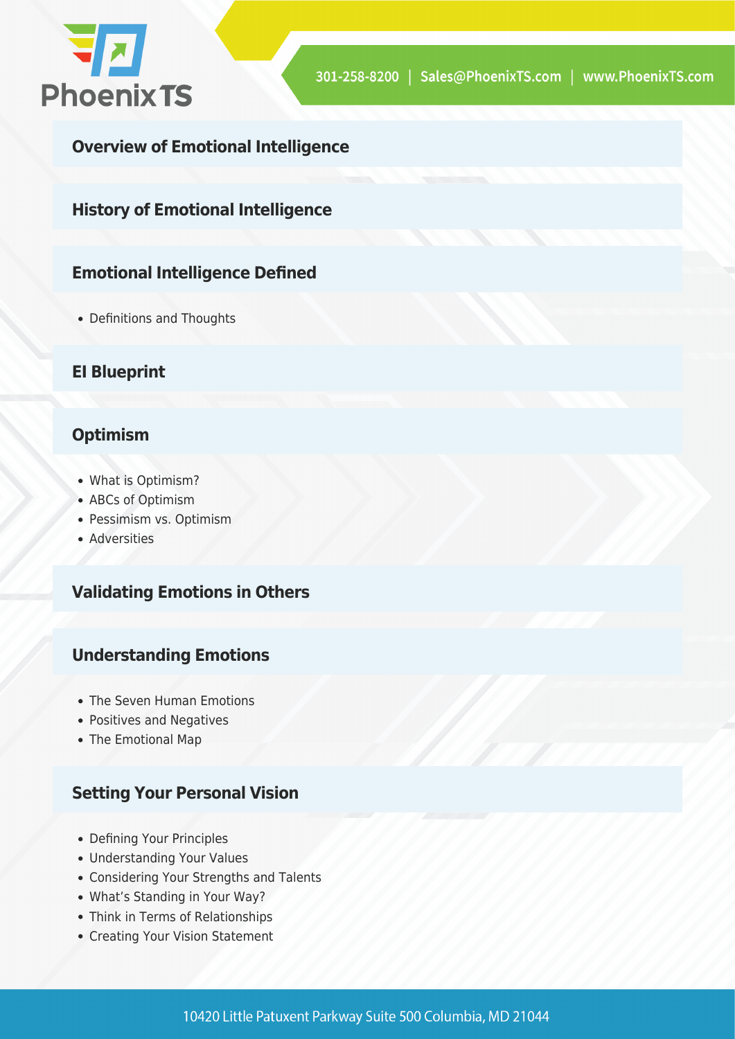### Overview of Emotional Intelligence

### History of Emotional Intelligence

### Emotional Intelligence Defined

- Definitions and Thoughts

### EI Blueprint

### Optimism

- What is Optimism?
- ABCs of Optimism
- Pessimism vs. Optimism
- Adversities

### Validating Emotions in Others

### Understanding Emotions

- The Seven Human Emotions
- Positives and Negatives
- The Emotional Map

### Setting Your Personal Vision

- Defining Your Principles
- Understanding Your Values
- Considering Your Strengths and Talents
- What's Standing in Your Way?
- Think in Terms of Relationships
- Creating Your Vision Statement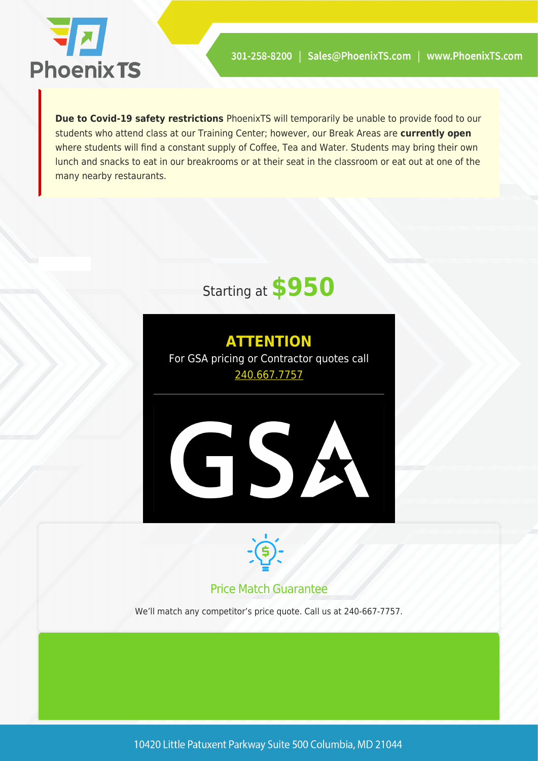**Due to Covid-19 safety restrictions** PhoenixTS will temporarily be unable to provide food to our students who attend class at our Training Center; however, our Break Areas are **currently open** where students will find a constant supply of Coffee, Tea and Water. Students may bring their own lunch and snacks to eat in our breakrooms or at their seat in the classroom or eat out at one of the many nearby restaurants.

Starting at **$950**

**ATTENTION**

For GSA pricing or Contractor quotes call 240.667.7757

GSA

## Price Match Guarantee

We'll match any competitor's price quote. Call us at 240-667-7757.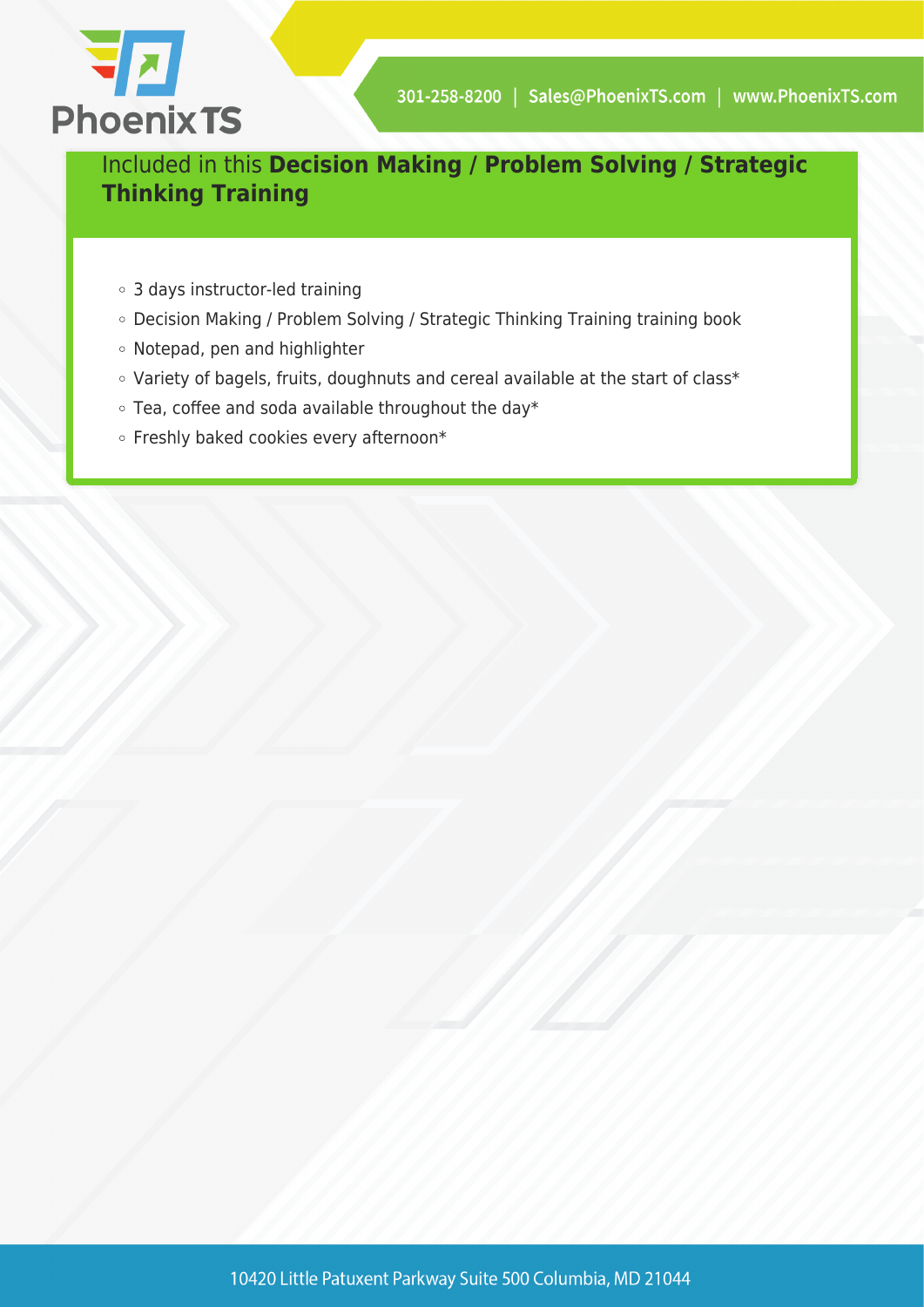## Included in this **Decision Making / Problem Solving / Strategic Thinking Training**

- 3 days instructor-led training
- Decision Making / Problem Solving / Strategic Thinking Training training book
- Notepad, pen and highlighter
- Variety of bagels, fruits, doughnuts and cereal available at the start of class*
- Tea, coffee and soda available throughout the day*
- Freshly baked cookies every afternoon*